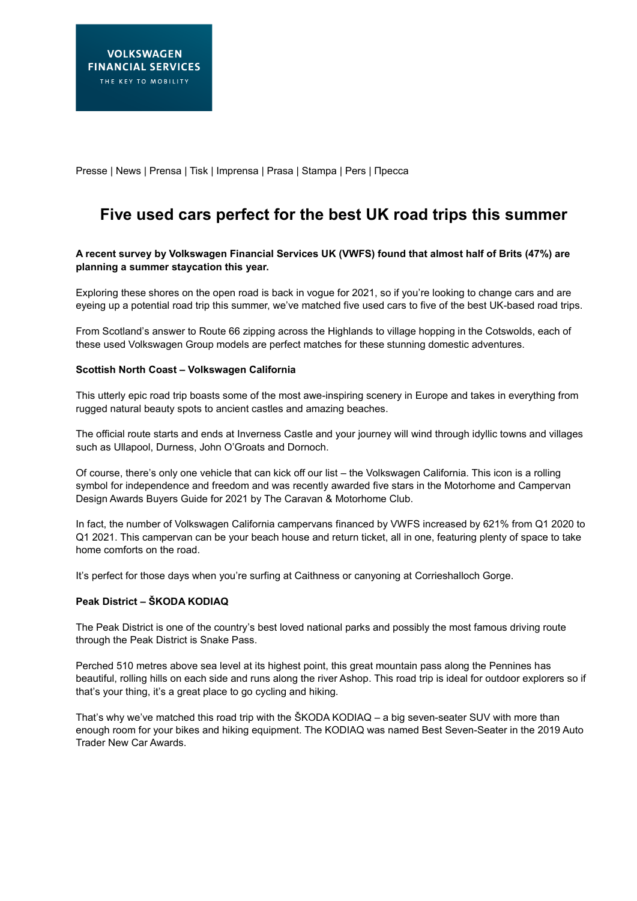VOLKSWAGEN FINANCIAL SERVICES
THE KEY TO MOBILITY

Presse | News | Prensa | Tisk | Imprensa | Prasa | Stampa | Pers | Пресса

# Five used cars perfect for the best UK road trips this summer

**A recent survey by Volkswagen Financial Services UK (VWFS) found that almost half of Brits (47%) are planning a summer staycation this year.**

Exploring these shores on the open road is back in vogue for 2021, so if you're looking to change cars and are eyeing up a potential road trip this summer, we've matched five used cars to five of the best UK-based road trips.

From Scotland's answer to Route 66 zipping across the Highlands to village hopping in the Cotswolds, each of these used Volkswagen Group models are perfect matches for these stunning domestic adventures.

**Scottish North Coast – Volkswagen California**

This utterly epic road trip boasts some of the most awe-inspiring scenery in Europe and takes in everything from rugged natural beauty spots to ancient castles and amazing beaches.

The official route starts and ends at Inverness Castle and your journey will wind through idyllic towns and villages such as Ullapool, Durness, John O'Groats and Dornoch.

Of course, there's only one vehicle that can kick off our list – the Volkswagen California. This icon is a rolling symbol for independence and freedom and was recently awarded five stars in the Motorhome and Campervan Design Awards Buyers Guide for 2021 by The Caravan & Motorhome Club.

In fact, the number of Volkswagen California campervans financed by VWFS increased by 621% from Q1 2020 to Q1 2021. This campervan can be your beach house and return ticket, all in one, featuring plenty of space to take home comforts on the road.

It's perfect for those days when you're surfing at Caithness or canyoning at Corrieshalloch Gorge.

**Peak District – ŠKODA KODIAQ**

The Peak District is one of the country's best loved national parks and possibly the most famous driving route through the Peak District is Snake Pass.

Perched 510 metres above sea level at its highest point, this great mountain pass along the Pennines has beautiful, rolling hills on each side and runs along the river Ashop. This road trip is ideal for outdoor explorers so if that's your thing, it's a great place to go cycling and hiking.

That's why we've matched this road trip with the ŠKODA KODIAQ – a big seven-seater SUV with more than enough room for your bikes and hiking equipment. The KODIAQ was named Best Seven-Seater in the 2019 Auto Trader New Car Awards.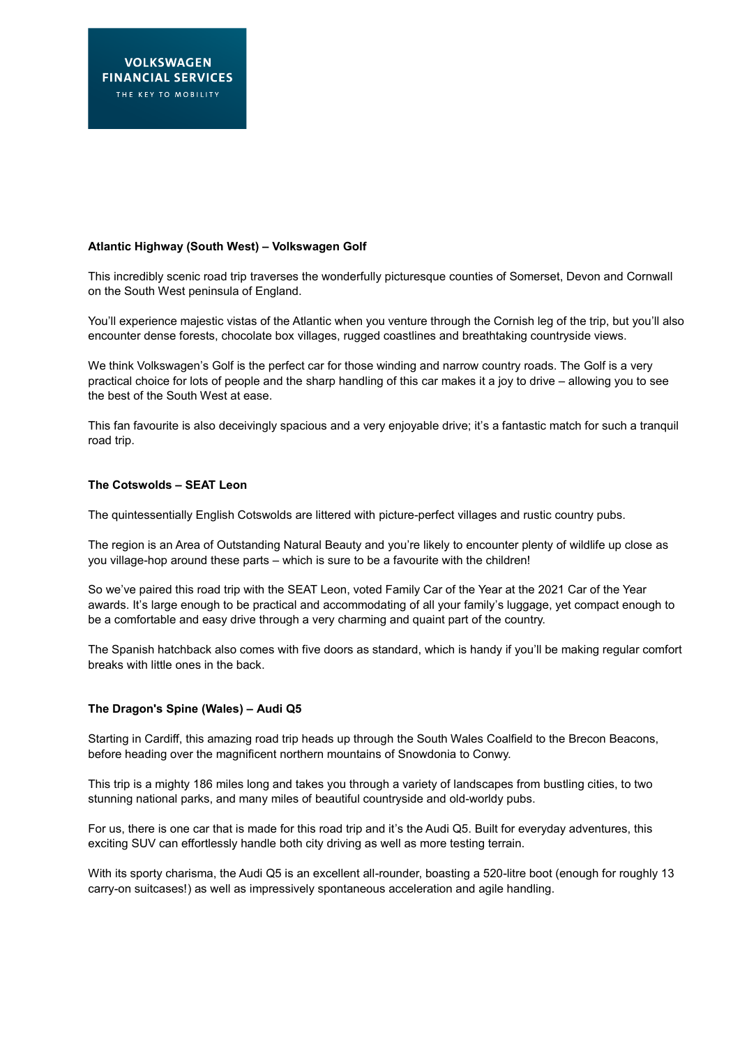**Atlantic Highway (South West) – Volkswagen Golf**

This incredibly scenic road trip traverses the wonderfully picturesque counties of Somerset, Devon and Cornwall on the South West peninsula of England.

You'll experience majestic vistas of the Atlantic when you venture through the Cornish leg of the trip, but you'll also encounter dense forests, chocolate box villages, rugged coastlines and breathtaking countryside views.

We think Volkswagen's Golf is the perfect car for those winding and narrow country roads. The Golf is a very practical choice for lots of people and the sharp handling of this car makes it a joy to drive – allowing you to see the best of the South West at ease.

This fan favourite is also deceivingly spacious and a very enjoyable drive; it's a fantastic match for such a tranquil road trip.

**The Cotswolds – SEAT Leon**

The quintessentially English Cotswolds are littered with picture-perfect villages and rustic country pubs.

The region is an Area of Outstanding Natural Beauty and you're likely to encounter plenty of wildlife up close as you village-hop around these parts – which is sure to be a favourite with the children!

So we've paired this road trip with the SEAT Leon, voted Family Car of the Year at the 2021 Car of the Year awards. It's large enough to be practical and accommodating of all your family's luggage, yet compact enough to be a comfortable and easy drive through a very charming and quaint part of the country.

The Spanish hatchback also comes with five doors as standard, which is handy if you'll be making regular comfort breaks with little ones in the back.

**The Dragon's Spine (Wales) – Audi Q5**

Starting in Cardiff, this amazing road trip heads up through the South Wales Coalfield to the Brecon Beacons, before heading over the magnificent northern mountains of Snowdonia to Conwy.

This trip is a mighty 186 miles long and takes you through a variety of landscapes from bustling cities, to two stunning national parks, and many miles of beautiful countryside and old-worldy pubs.

For us, there is one car that is made for this road trip and it's the Audi Q5. Built for everyday adventures, this exciting SUV can effortlessly handle both city driving as well as more testing terrain.

With its sporty charisma, the Audi Q5 is an excellent all-rounder, boasting a 520-litre boot (enough for roughly 13 carry-on suitcases!) as well as impressively spontaneous acceleration and agile handling.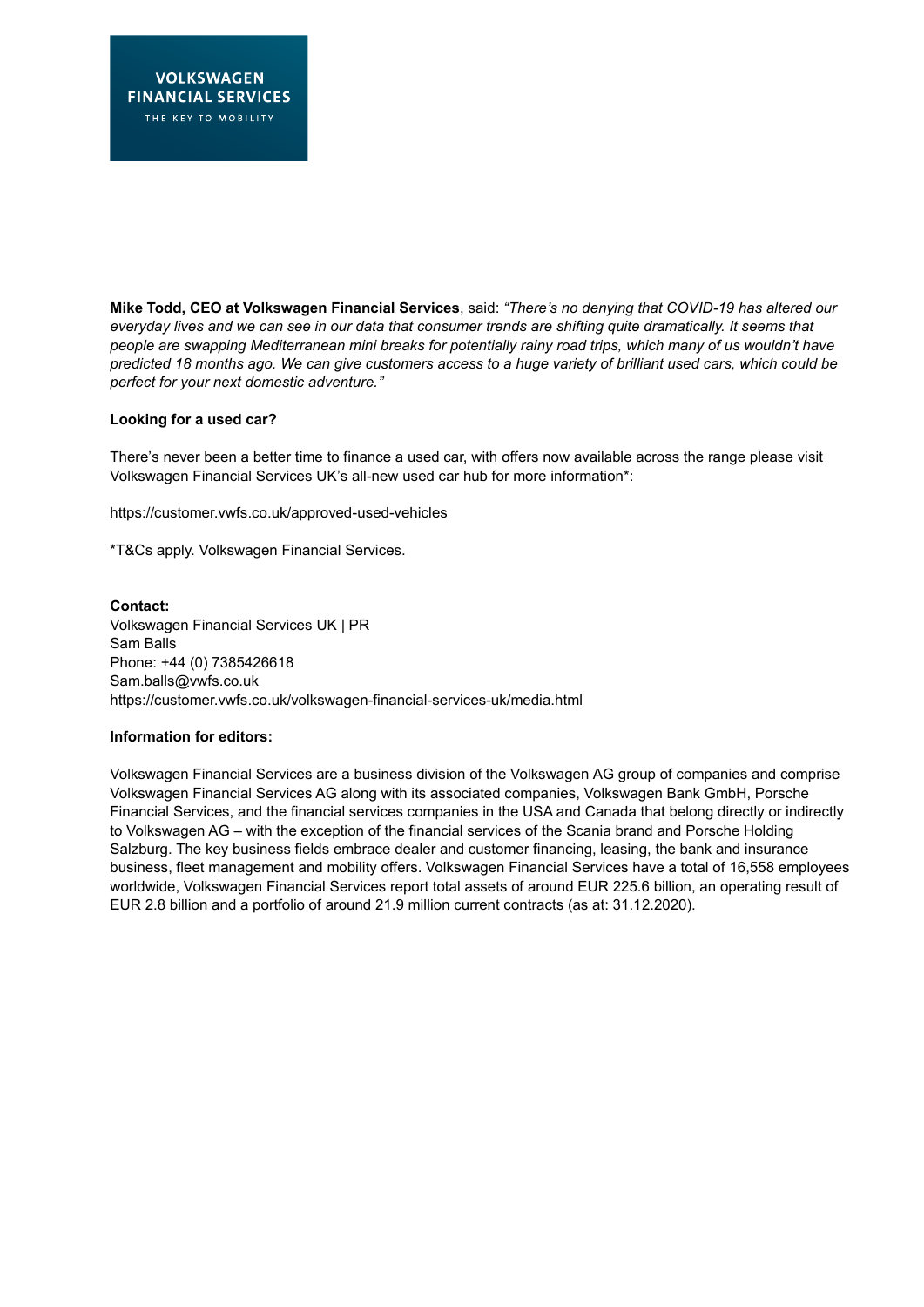**Mike Todd, CEO at Volkswagen Financial Services**, said: *"There's no denying that COVID-19 has altered our everyday lives and we can see in our data that consumer trends are shifting quite dramatically. It seems that people are swapping Mediterranean mini breaks for potentially rainy road trips, which many of us wouldn't have predicted 18 months ago. We can give customers access to a huge variety of brilliant used cars, which could be perfect for your next domestic adventure."*

**Looking for a used car?**

There's never been a better time to finance a used car, with offers now available across the range please visit Volkswagen Financial Services UK's all-new used car hub for more information*:

https://customer.vwfs.co.uk/approved-used-vehicles

*T&Cs apply. Volkswagen Financial Services.

**Contact:**
Volkswagen Financial Services UK | PR
Sam Balls
Phone: +44 (0) 7385426618
Sam.balls@vwfs.co.uk
https://customer.vwfs.co.uk/volkswagen-financial-services-uk/media.html

**Information for editors:**

Volkswagen Financial Services are a business division of the Volkswagen AG group of companies and comprise Volkswagen Financial Services AG along with its associated companies, Volkswagen Bank GmbH, Porsche Financial Services, and the financial services companies in the USA and Canada that belong directly or indirectly to Volkswagen AG – with the exception of the financial services of the Scania brand and Porsche Holding Salzburg. The key business fields embrace dealer and customer financing, leasing, the bank and insurance business, fleet management and mobility offers. Volkswagen Financial Services have a total of 16,558 employees worldwide, Volkswagen Financial Services report total assets of around EUR 225.6 billion, an operating result of EUR 2.8 billion and a portfolio of around 21.9 million current contracts (as at: 31.12.2020).